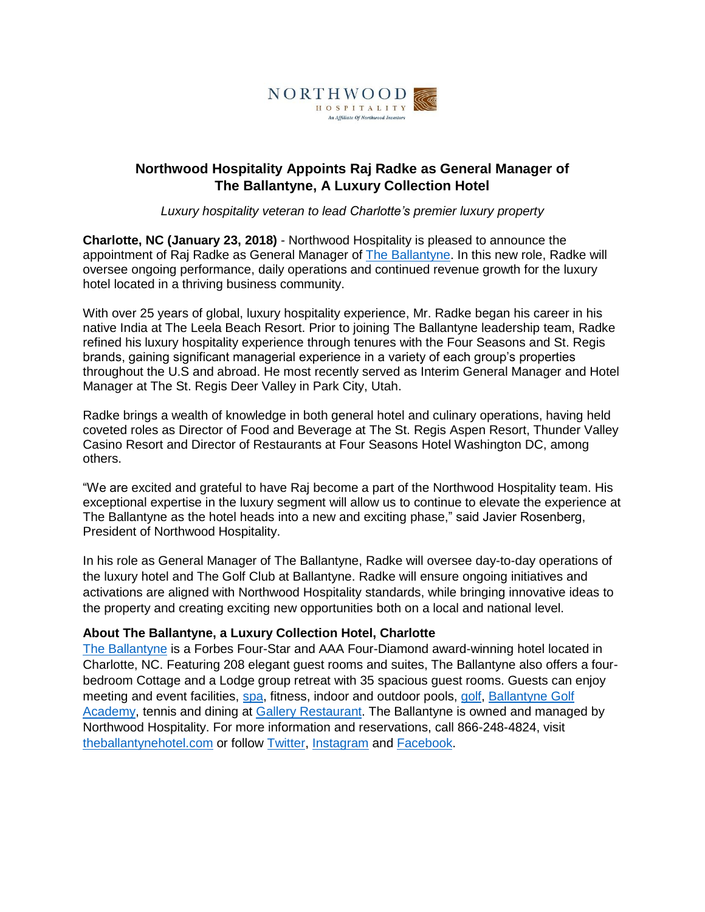NORTHWOOD
HOSPITALITY
An Affiliate Of Northwood Investors

# Northwood Hospitality Appoints Raj Radke as General Manager of The Ballantyne, A Luxury Collection Hotel

*Luxury hospitality veteran to lead Charlotte's premier luxury property*

**Charlotte, NC (January 23, 2018)** - Northwood Hospitality is pleased to announce the appointment of Raj Radke as General Manager of The Ballantyne. In this new role, Radke will oversee ongoing performance, daily operations and continued revenue growth for the luxury hotel located in a thriving business community.

With over 25 years of global, luxury hospitality experience, Mr. Radke began his career in his native India at The Leela Beach Resort. Prior to joining The Ballantyne leadership team, Radke refined his luxury hospitality experience through tenures with the Four Seasons and St. Regis brands, gaining significant managerial experience in a variety of each group's properties throughout the U.S and abroad. He most recently served as Interim General Manager and Hotel Manager at The St. Regis Deer Valley in Park City, Utah.

Radke brings a wealth of knowledge in both general hotel and culinary operations, having held coveted roles as Director of Food and Beverage at The St. Regis Aspen Resort, Thunder Valley Casino Resort and Director of Restaurants at Four Seasons Hotel Washington DC, among others.

"We are excited and grateful to have Raj become a part of the Northwood Hospitality team. His exceptional expertise in the luxury segment will allow us to continue to elevate the experience at The Ballantyne as the hotel heads into a new and exciting phase," said Javier Rosenberg, President of Northwood Hospitality.

In his role as General Manager of The Ballantyne, Radke will oversee day-to-day operations of the luxury hotel and The Golf Club at Ballantyne. Radke will ensure ongoing initiatives and activations are aligned with Northwood Hospitality standards, while bringing innovative ideas to the property and creating exciting new opportunities both on a local and national level.

### About The Ballantyne, a Luxury Collection Hotel, Charlotte

The Ballantyne is a Forbes Four-Star and AAA Four-Diamond award-winning hotel located in Charlotte, NC. Featuring 208 elegant guest rooms and suites, The Ballantyne also offers a four-bedroom Cottage and a Lodge group retreat with 35 spacious guest rooms. Guests can enjoy meeting and event facilities, spa, fitness, indoor and outdoor pools, golf, Ballantyne Golf Academy, tennis and dining at Gallery Restaurant. The Ballantyne is owned and managed by Northwood Hospitality. For more information and reservations, call 866-248-4824, visit theballantynehotel.com or follow Twitter, Instagram and Facebook.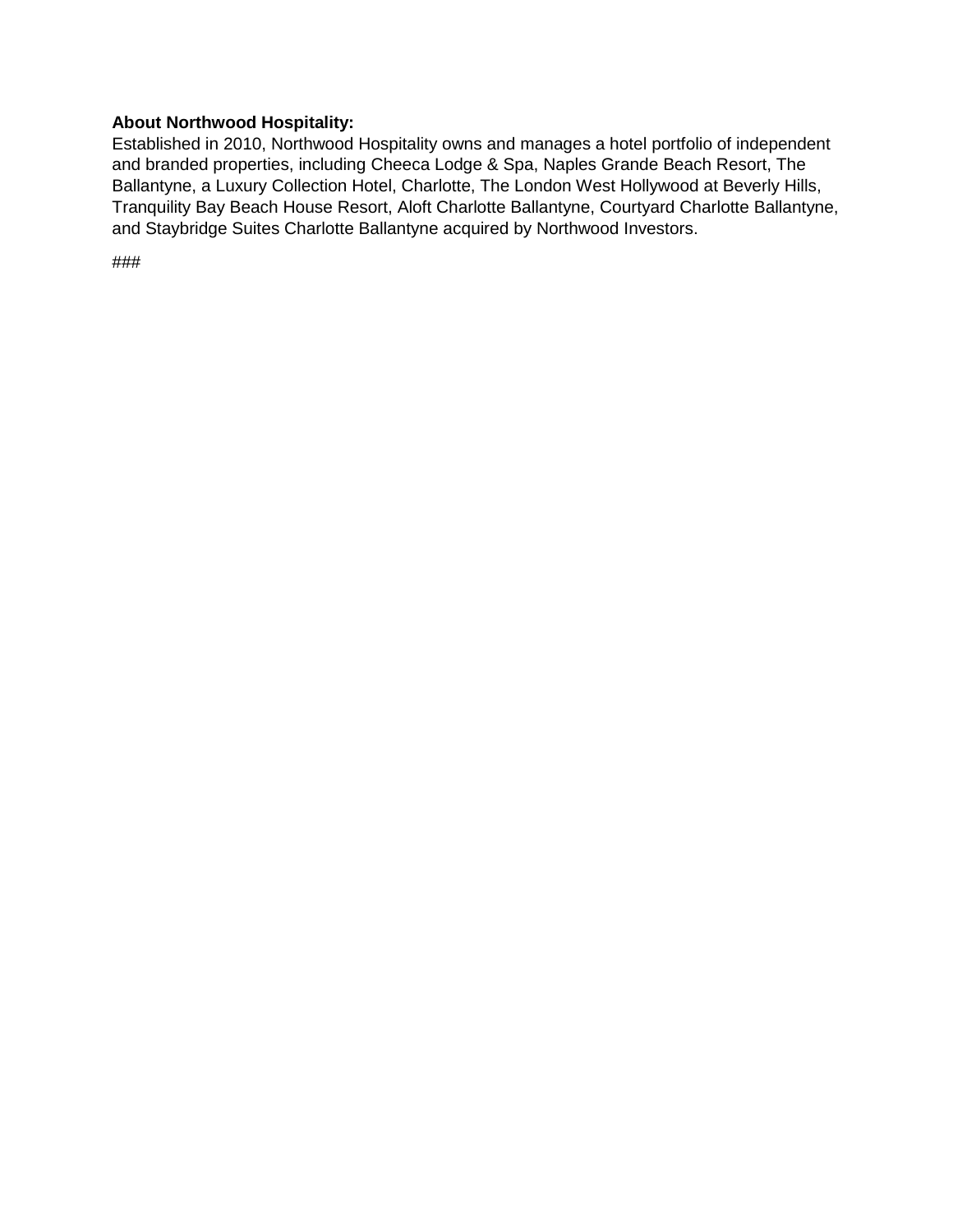**About Northwood Hospitality:**
Established in 2010, Northwood Hospitality owns and manages a hotel portfolio of independent and branded properties, including Cheeca Lodge & Spa, Naples Grande Beach Resort, The Ballantyne, a Luxury Collection Hotel, Charlotte, The London West Hollywood at Beverly Hills, Tranquility Bay Beach House Resort, Aloft Charlotte Ballantyne, Courtyard Charlotte Ballantyne, and Staybridge Suites Charlotte Ballantyne acquired by Northwood Investors.

###